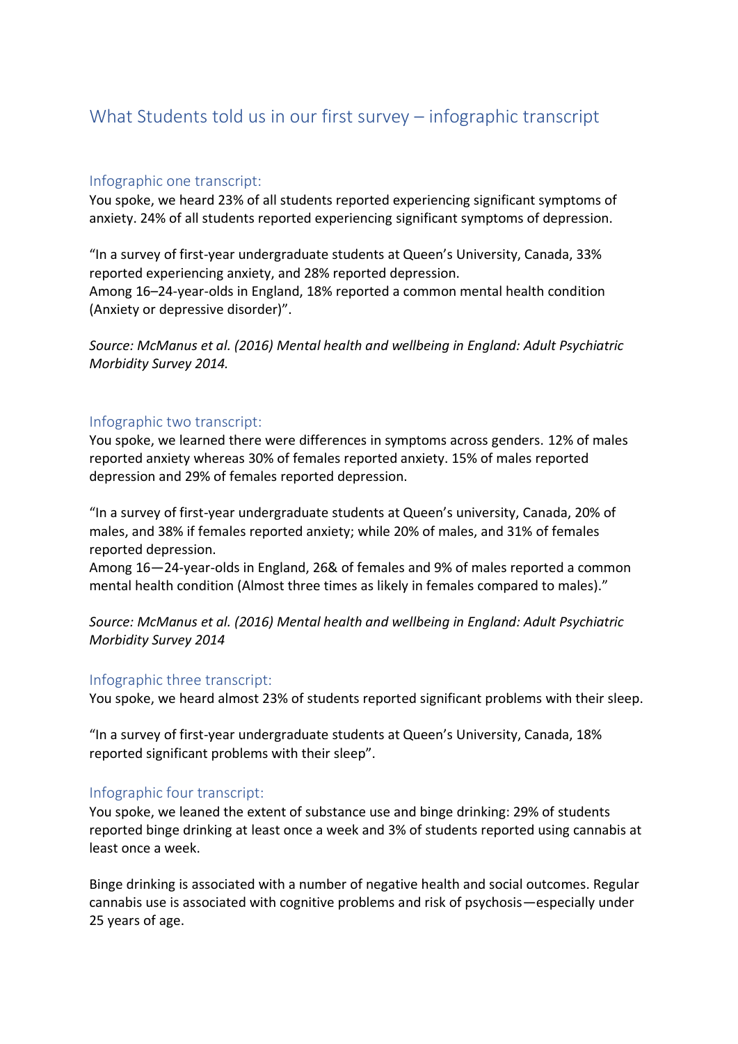# What Students told us in our first survey – infographic transcript

## Infographic one transcript:

You spoke, we heard 23% of all students reported experiencing significant symptoms of anxiety. 24% of all students reported experiencing significant symptoms of depression.

"In a survey of first-year undergraduate students at Queen's University, Canada, 33% reported experiencing anxiety, and 28% reported depression.
Among 16–24-year-olds in England, 18% reported a common mental health condition (Anxiety or depressive disorder)".

*Source: McManus et al. (2016) Mental health and wellbeing in England: Adult Psychiatric Morbidity Survey 2014.*

## Infographic two transcript:

You spoke, we learned there were differences in symptoms across genders. 12% of males reported anxiety whereas 30% of females reported anxiety. 15% of males reported depression and 29% of females reported depression.

"In a survey of first-year undergraduate students at Queen's university, Canada, 20% of males, and 38% if females reported anxiety; while 20% of males, and 31% of females reported depression.
Among 16—24-year-olds in England, 26& of females and 9% of males reported a common mental health condition (Almost three times as likely in females compared to males)."

*Source: McManus et al. (2016) Mental health and wellbeing in England: Adult Psychiatric Morbidity Survey 2014*

## Infographic three transcript:

You spoke, we heard almost 23% of students reported significant problems with their sleep.

"In a survey of first-year undergraduate students at Queen's University, Canada, 18% reported significant problems with their sleep".

## Infographic four transcript:

You spoke, we leaned the extent of substance use and binge drinking: 29% of students reported binge drinking at least once a week and 3% of students reported using cannabis at least once a week.

Binge drinking is associated with a number of negative health and social outcomes. Regular cannabis use is associated with cognitive problems and risk of psychosis—especially under 25 years of age.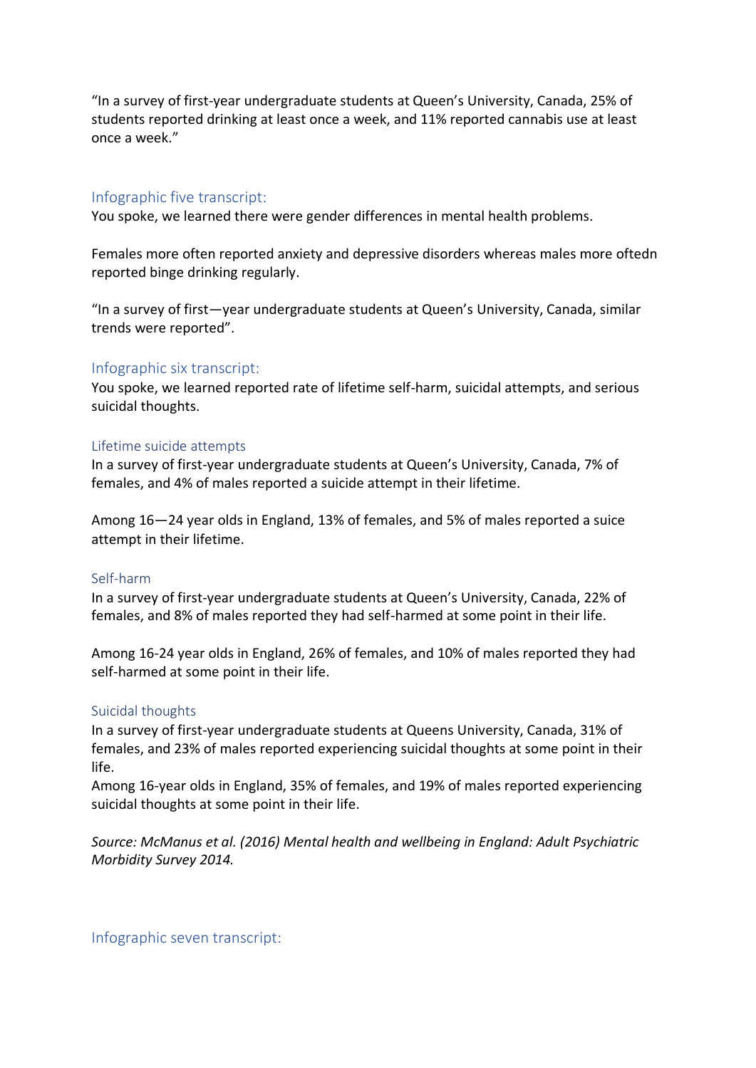"In a survey of first-year undergraduate students at Queen's University, Canada, 25% of students reported drinking at least once a week, and 11% reported cannabis use at least once a week."

## Infographic five transcript:

You spoke, we learned there were gender differences in mental health problems.

Females more often reported anxiety and depressive disorders whereas males more oftedn reported binge drinking regularly.

"In a survey of first—year undergraduate students at Queen's University, Canada, similar trends were reported".

## Infographic six transcript:

You spoke, we learned reported rate of lifetime self-harm, suicidal attempts, and serious suicidal thoughts.

### Lifetime suicide attempts

In a survey of first-year undergraduate students at Queen's University, Canada, 7% of females, and 4% of males reported a suicide attempt in their lifetime.

Among 16—24 year olds in England, 13% of females, and 5% of males reported a suice attempt in their lifetime.

### Self-harm

In a survey of first-year undergraduate students at Queen's University, Canada, 22% of females, and 8% of males reported they had self-harmed at some point in their life.

Among 16-24 year olds in England, 26% of females, and 10% of males reported they had self-harmed at some point in their life.

### Suicidal thoughts

In a survey of first-year undergraduate students at Queens University, Canada, 31% of females, and 23% of males reported experiencing suicidal thoughts at some point in their life.

Among 16-year olds in England, 35% of females, and 19% of males reported experiencing suicidal thoughts at some point in their life.

*Source: McManus et al. (2016) Mental health and wellbeing in England: Adult Psychiatric Morbidity Survey 2014.*

## Infographic seven transcript: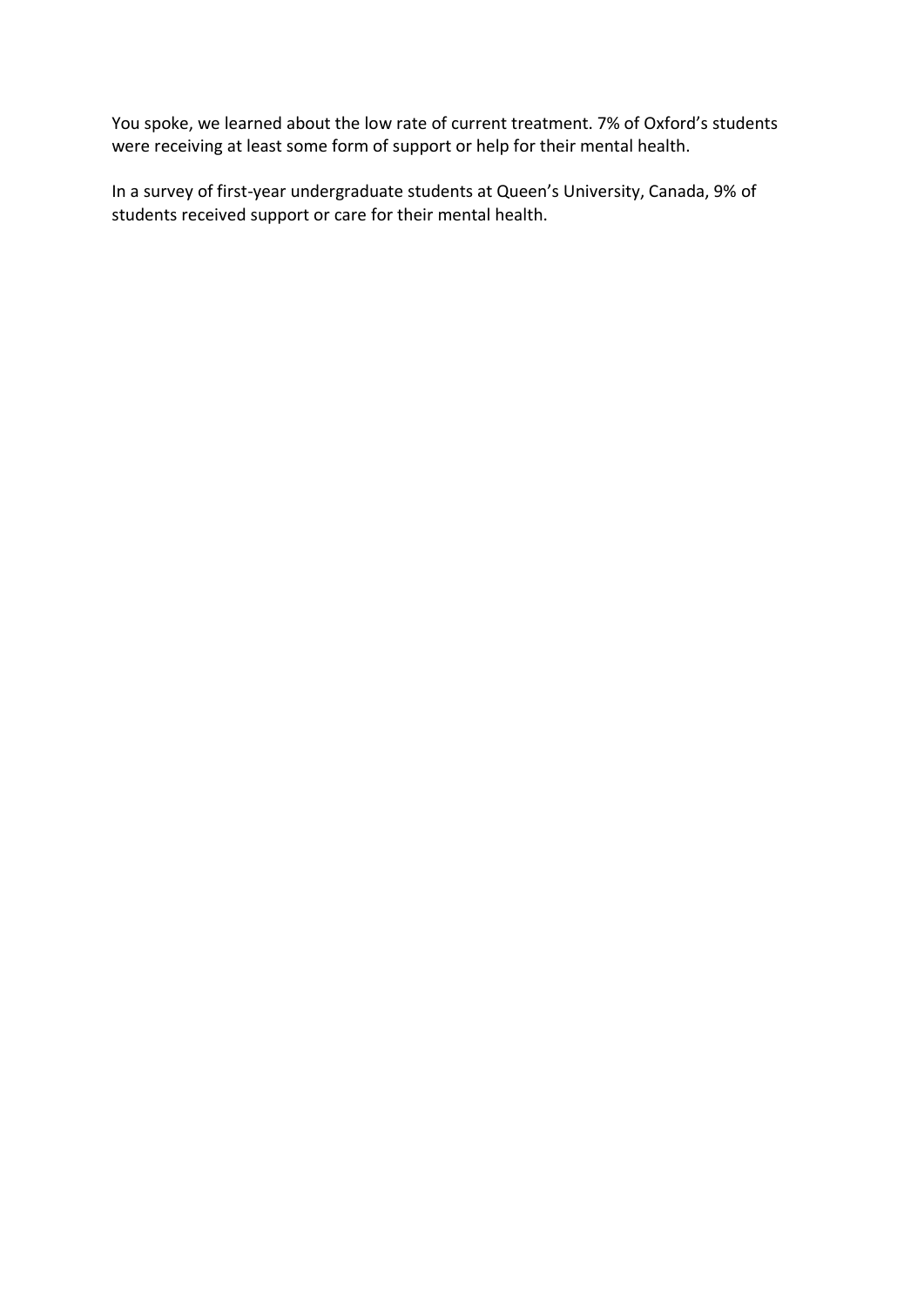You spoke, we learned about the low rate of current treatment. 7% of Oxford's students were receiving at least some form of support or help for their mental health.

In a survey of first-year undergraduate students at Queen's University, Canada, 9% of students received support or care for their mental health.